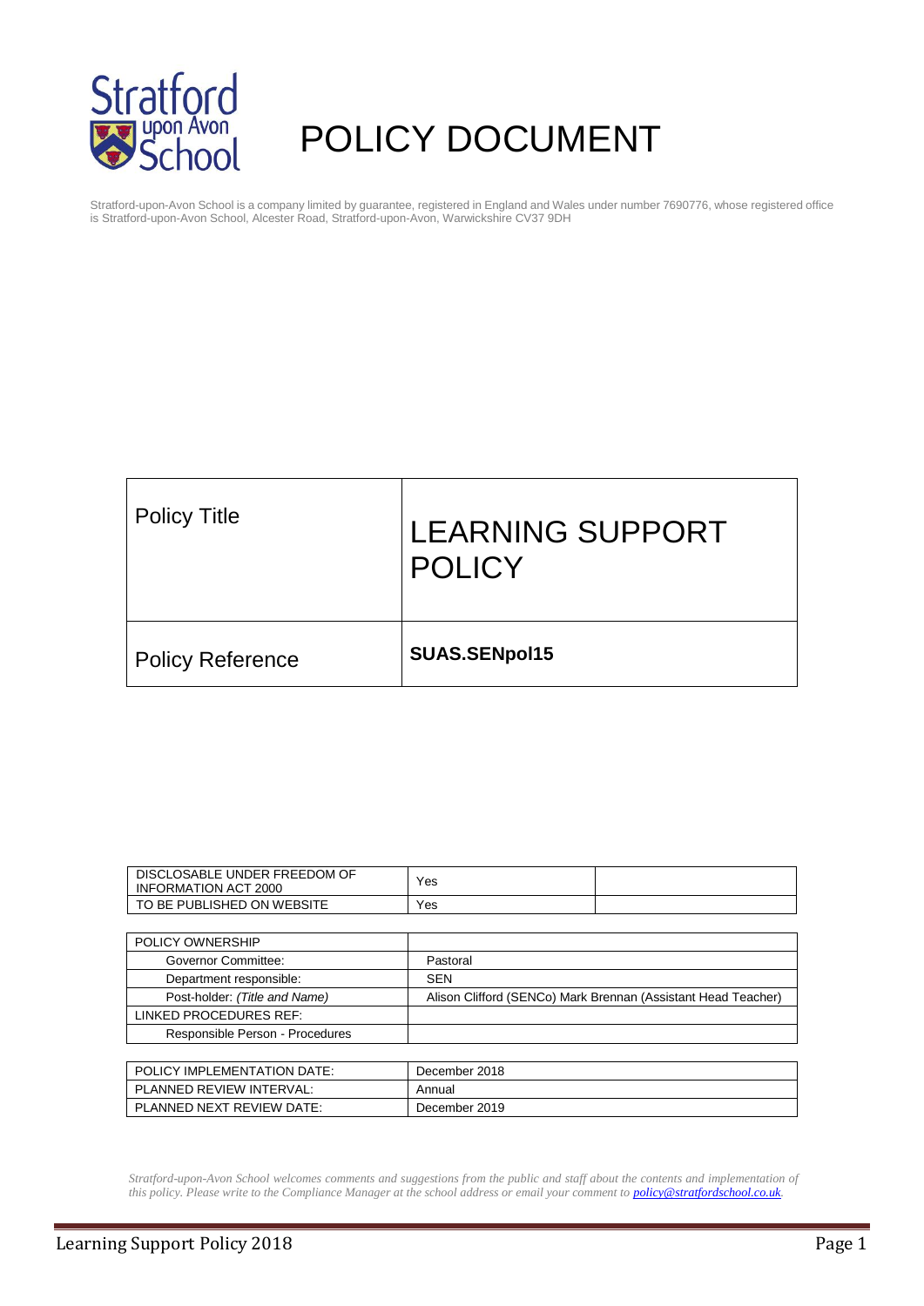# POLICY DOCUMENT

Stratford-upon-Avon School is a company limited by guarantee, registered in England and Wales under number 7690776, whose registered office is Stratford-upon-Avon School, Alcester Road, Stratford-upon-Avon, Warwickshire CV37 9DH

| Policy Title | LEARNING SUPPORT POLICY |
|---|---|
| Policy Reference | **SUAS.SENpol15** |

| DISCLOSABLE UNDER FREEDOM OF INFORMATION ACT 2000 | Yes | |
|---|---|---|
| TO BE PUBLISHED ON WEBSITE | Yes | |

| POLICY OWNERSHIP | |
|---|---|
| Governor Committee: | Pastoral |
| Department responsible: | SEN |
| Post-holder: *(Title and Name)* | Alison Clifford (SENCo) Mark Brennan (Assistant Head Teacher) |
| LINKED PROCEDURES REF: | |
| Responsible Person - Procedures | |

| POLICY IMPLEMENTATION DATE: | December 2018 |
|---|---|
| PLANNED REVIEW INTERVAL: | Annual |
| PLANNED NEXT REVIEW DATE: | December 2019 |

*Stratford-upon-Avon School welcomes comments and suggestions from the public and staff about the contents and implementation of this policy. Please write to the Compliance Manager at the school address or email your comment to [policy@stratfordschool.co.uk](mailto:policy@stratfordschool.co.uk).*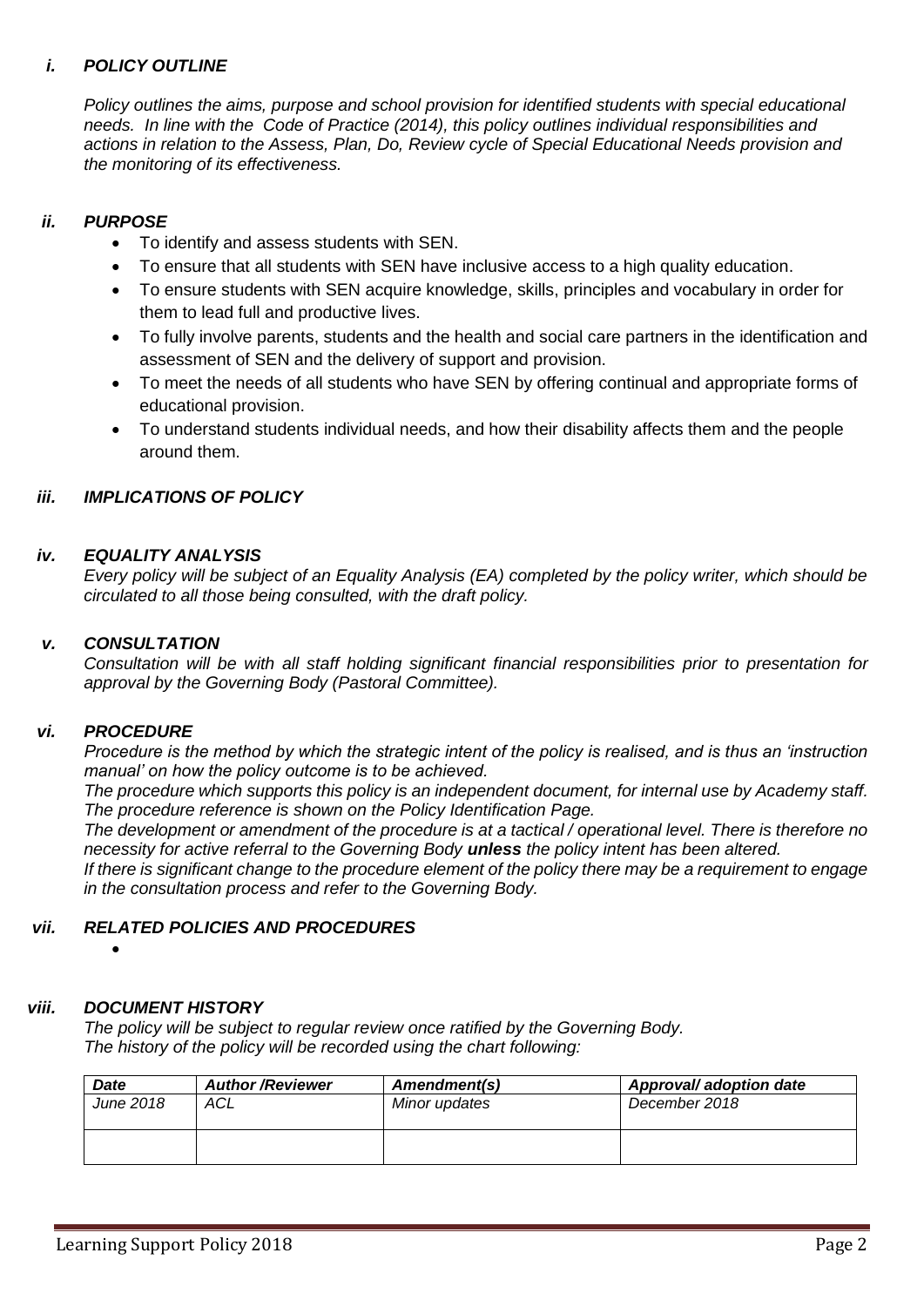### *i. POLICY OUTLINE*

*Policy outlines the aims, purpose and school provision for identified students with special educational needs. In line with the Code of Practice (2014), this policy outlines individual responsibilities and actions in relation to the Assess, Plan, Do, Review cycle of Special Educational Needs provision and the monitoring of its effectiveness.*

### *ii. PURPOSE*

- To identify and assess students with SEN.
- To ensure that all students with SEN have inclusive access to a high quality education.
- To ensure students with SEN acquire knowledge, skills, principles and vocabulary in order for them to lead full and productive lives.
- To fully involve parents, students and the health and social care partners in the identification and assessment of SEN and the delivery of support and provision.
- To meet the needs of all students who have SEN by offering continual and appropriate forms of educational provision.
- To understand students individual needs, and how their disability affects them and the people around them.

### *iii. IMPLICATIONS OF POLICY*

### *iv. EQUALITY ANALYSIS*

*Every policy will be subject of an Equality Analysis (EA) completed by the policy writer, which should be circulated to all those being consulted, with the draft policy.*

### *v. CONSULTATION*

*Consultation will be with all staff holding significant financial responsibilities prior to presentation for approval by the Governing Body (Pastoral Committee).*

### *vi. PROCEDURE*

*Procedure is the method by which the strategic intent of the policy is realised, and is thus an 'instruction manual' on how the policy outcome is to be achieved.*

*The procedure which supports this policy is an independent document, for internal use by Academy staff. The procedure reference is shown on the Policy Identification Page.*

*The development or amendment of the procedure is at a tactical / operational level. There is therefore no necessity for active referral to the Governing Body* ***unless*** *the policy intent has been altered.*

*If there is significant change to the procedure element of the policy there may be a requirement to engage in the consultation process and refer to the Governing Body.*

### *vii. RELATED POLICIES AND PROCEDURES*

- 

### *viii. DOCUMENT HISTORY*

*The policy will be subject to regular review once ratified by the Governing Body.*
*The history of the policy will be recorded using the chart following:*

| *Date* | *Author /Reviewer* | *Amendment(s)* | *Approval/ adoption date* |
|---|---|---|---|
| *June 2018* | *ACL* | *Minor updates* | *December 2018* |
| | | | |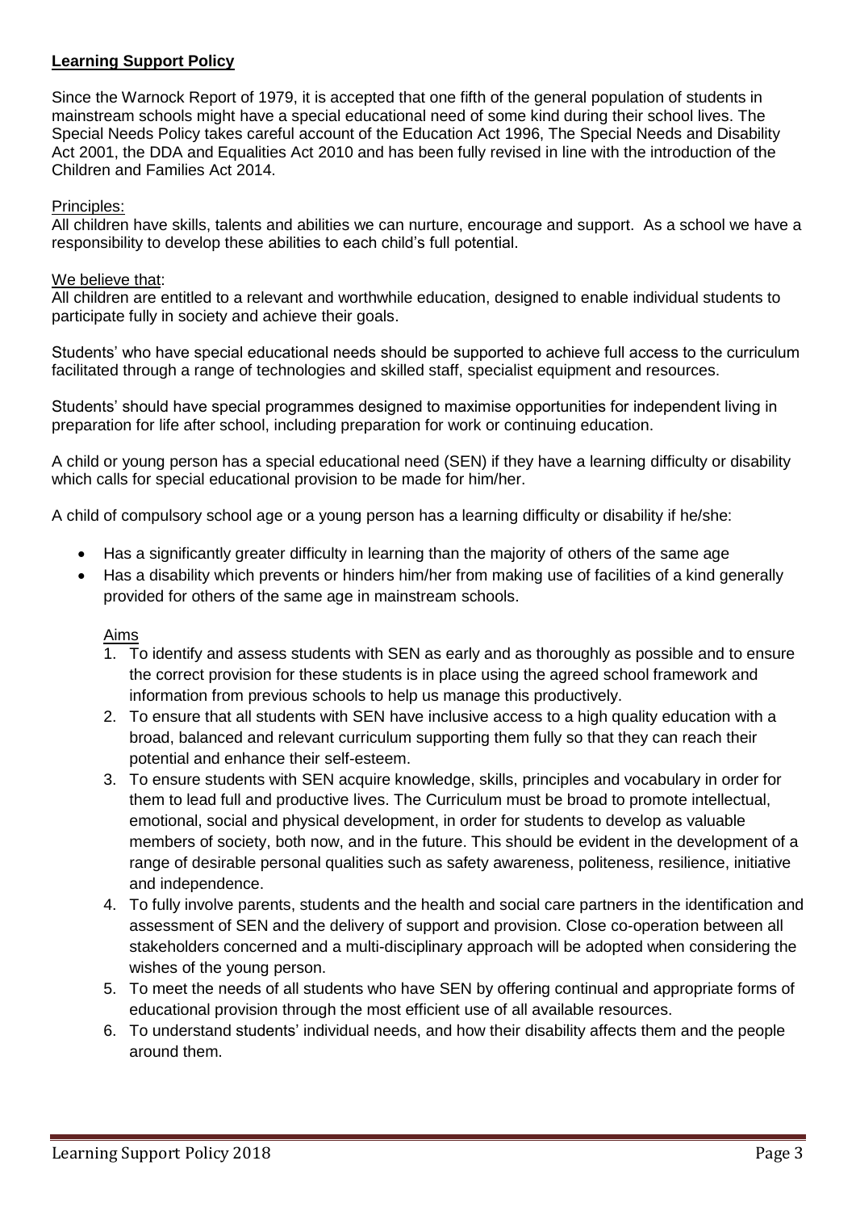**Learning Support Policy**

Since the Warnock Report of 1979, it is accepted that one fifth of the general population of students in mainstream schools might have a special educational need of some kind during their school lives. The Special Needs Policy takes careful account of the Education Act 1996, The Special Needs and Disability Act 2001, the DDA and Equalities Act 2010 and has been fully revised in line with the introduction of the Children and Families Act 2014.

Principles:

All children have skills, talents and abilities we can nurture, encourage and support. As a school we have a responsibility to develop these abilities to each child's full potential.

We believe that:

All children are entitled to a relevant and worthwhile education, designed to enable individual students to participate fully in society and achieve their goals.

Students' who have special educational needs should be supported to achieve full access to the curriculum facilitated through a range of technologies and skilled staff, specialist equipment and resources.

Students' should have special programmes designed to maximise opportunities for independent living in preparation for life after school, including preparation for work or continuing education.

A child or young person has a special educational need (SEN) if they have a learning difficulty or disability which calls for special educational provision to be made for him/her.

A child of compulsory school age or a young person has a learning difficulty or disability if he/she:

- Has a significantly greater difficulty in learning than the majority of others of the same age
- Has a disability which prevents or hinders him/her from making use of facilities of a kind generally provided for others of the same age in mainstream schools.

Aims

1. To identify and assess students with SEN as early and as thoroughly as possible and to ensure the correct provision for these students is in place using the agreed school framework and information from previous schools to help us manage this productively.
2. To ensure that all students with SEN have inclusive access to a high quality education with a broad, balanced and relevant curriculum supporting them fully so that they can reach their potential and enhance their self-esteem.
3. To ensure students with SEN acquire knowledge, skills, principles and vocabulary in order for them to lead full and productive lives. The Curriculum must be broad to promote intellectual, emotional, social and physical development, in order for students to develop as valuable members of society, both now, and in the future. This should be evident in the development of a range of desirable personal qualities such as safety awareness, politeness, resilience, initiative and independence.
4. To fully involve parents, students and the health and social care partners in the identification and assessment of SEN and the delivery of support and provision. Close co-operation between all stakeholders concerned and a multi-disciplinary approach will be adopted when considering the wishes of the young person.
5. To meet the needs of all students who have SEN by offering continual and appropriate forms of educational provision through the most efficient use of all available resources.
6. To understand students' individual needs, and how their disability affects them and the people around them.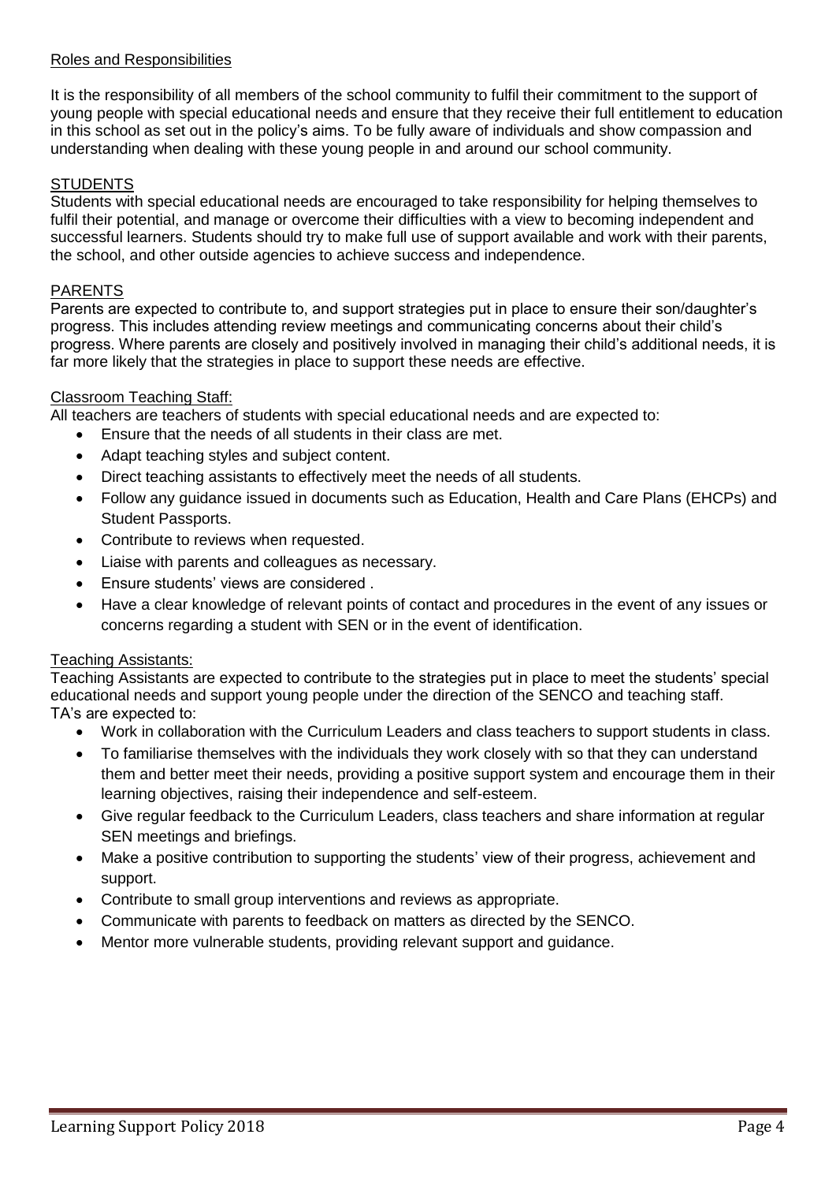## Roles and Responsibilities

It is the responsibility of all members of the school community to fulfil their commitment to the support of young people with special educational needs and ensure that they receive their full entitlement to education in this school as set out in the policy's aims. To be fully aware of individuals and show compassion and understanding when dealing with these young people in and around our school community.

### STUDENTS

Students with special educational needs are encouraged to take responsibility for helping themselves to fulfil their potential, and manage or overcome their difficulties with a view to becoming independent and successful learners. Students should try to make full use of support available and work with their parents, the school, and other outside agencies to achieve success and independence.

### PARENTS

Parents are expected to contribute to, and support strategies put in place to ensure their son/daughter's progress. This includes attending review meetings and communicating concerns about their child's progress. Where parents are closely and positively involved in managing their child's additional needs, it is far more likely that the strategies in place to support these needs are effective.

### Classroom Teaching Staff:

All teachers are teachers of students with special educational needs and are expected to:

- Ensure that the needs of all students in their class are met.
- Adapt teaching styles and subject content.
- Direct teaching assistants to effectively meet the needs of all students.
- Follow any guidance issued in documents such as Education, Health and Care Plans (EHCPs) and Student Passports.
- Contribute to reviews when requested.
- Liaise with parents and colleagues as necessary.
- Ensure students' views are considered .
- Have a clear knowledge of relevant points of contact and procedures in the event of any issues or concerns regarding a student with SEN or in the event of identification.

### Teaching Assistants:

Teaching Assistants are expected to contribute to the strategies put in place to meet the students' special educational needs and support young people under the direction of the SENCO and teaching staff.
TA's are expected to:

- Work in collaboration with the Curriculum Leaders and class teachers to support students in class.
- To familiarise themselves with the individuals they work closely with so that they can understand them and better meet their needs, providing a positive support system and encourage them in their learning objectives, raising their independence and self-esteem.
- Give regular feedback to the Curriculum Leaders, class teachers and share information at regular SEN meetings and briefings.
- Make a positive contribution to supporting the students' view of their progress, achievement and support.
- Contribute to small group interventions and reviews as appropriate.
- Communicate with parents to feedback on matters as directed by the SENCO.
- Mentor more vulnerable students, providing relevant support and guidance.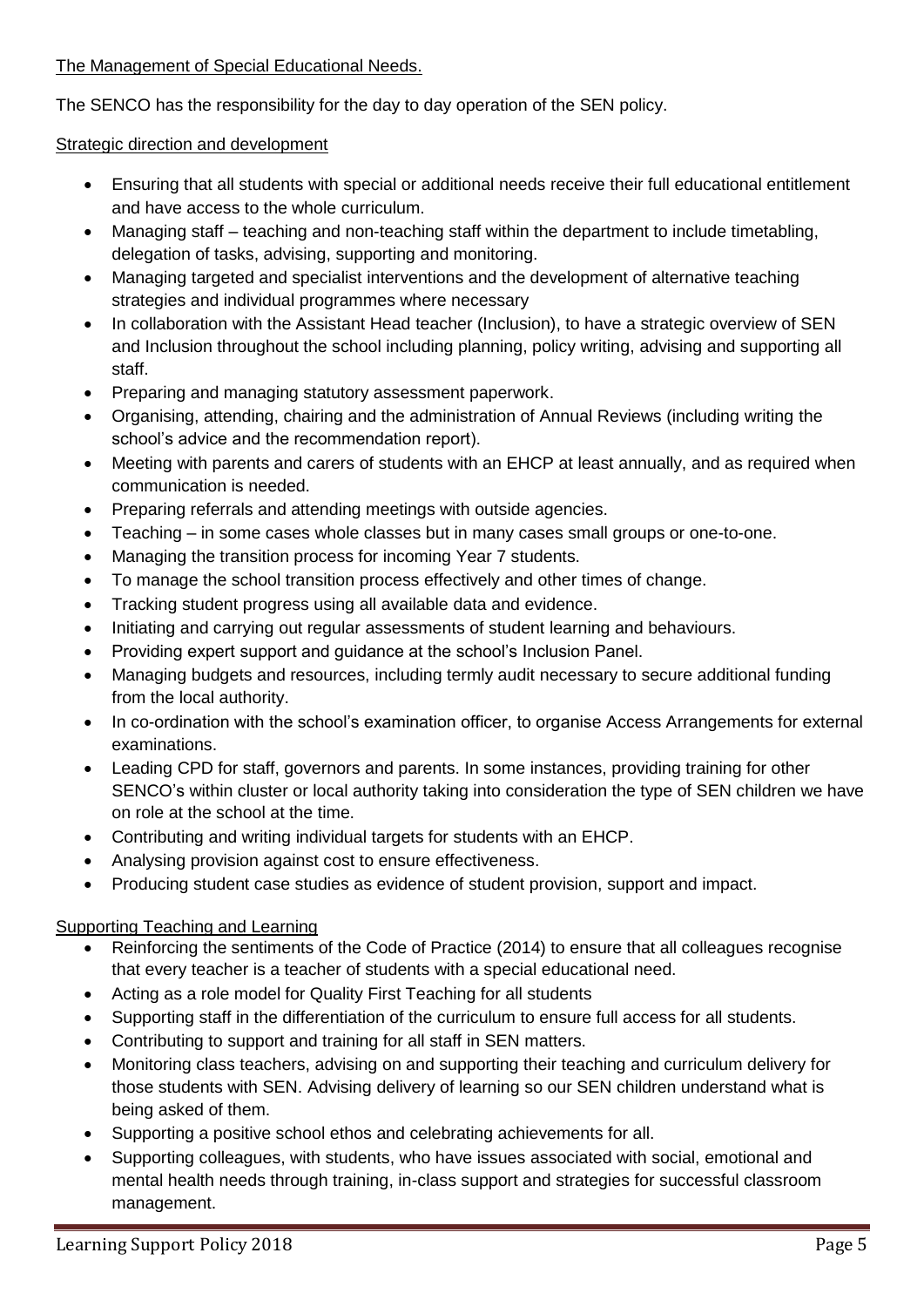## The Management of Special Educational Needs.

The SENCO has the responsibility for the day to day operation of the SEN policy.

### Strategic direction and development

- Ensuring that all students with special or additional needs receive their full educational entitlement and have access to the whole curriculum.
- Managing staff – teaching and non-teaching staff within the department to include timetabling, delegation of tasks, advising, supporting and monitoring.
- Managing targeted and specialist interventions and the development of alternative teaching strategies and individual programmes where necessary
- In collaboration with the Assistant Head teacher (Inclusion), to have a strategic overview of SEN and Inclusion throughout the school including planning, policy writing, advising and supporting all staff.
- Preparing and managing statutory assessment paperwork.
- Organising, attending, chairing and the administration of Annual Reviews (including writing the school's advice and the recommendation report).
- Meeting with parents and carers of students with an EHCP at least annually, and as required when communication is needed.
- Preparing referrals and attending meetings with outside agencies.
- Teaching – in some cases whole classes but in many cases small groups or one-to-one.
- Managing the transition process for incoming Year 7 students.
- To manage the school transition process effectively and other times of change.
- Tracking student progress using all available data and evidence.
- Initiating and carrying out regular assessments of student learning and behaviours.
- Providing expert support and guidance at the school's Inclusion Panel.
- Managing budgets and resources, including termly audit necessary to secure additional funding from the local authority.
- In co-ordination with the school's examination officer, to organise Access Arrangements for external examinations.
- Leading CPD for staff, governors and parents. In some instances, providing training for other SENCO's within cluster or local authority taking into consideration the type of SEN children we have on role at the school at the time.
- Contributing and writing individual targets for students with an EHCP.
- Analysing provision against cost to ensure effectiveness.
- Producing student case studies as evidence of student provision, support and impact.

### Supporting Teaching and Learning

- Reinforcing the sentiments of the Code of Practice (2014) to ensure that all colleagues recognise that every teacher is a teacher of students with a special educational need.
- Acting as a role model for Quality First Teaching for all students
- Supporting staff in the differentiation of the curriculum to ensure full access for all students.
- Contributing to support and training for all staff in SEN matters.
- Monitoring class teachers, advising on and supporting their teaching and curriculum delivery for those students with SEN. Advising delivery of learning so our SEN children understand what is being asked of them.
- Supporting a positive school ethos and celebrating achievements for all.
- Supporting colleagues, with students, who have issues associated with social, emotional and mental health needs through training, in-class support and strategies for successful classroom management.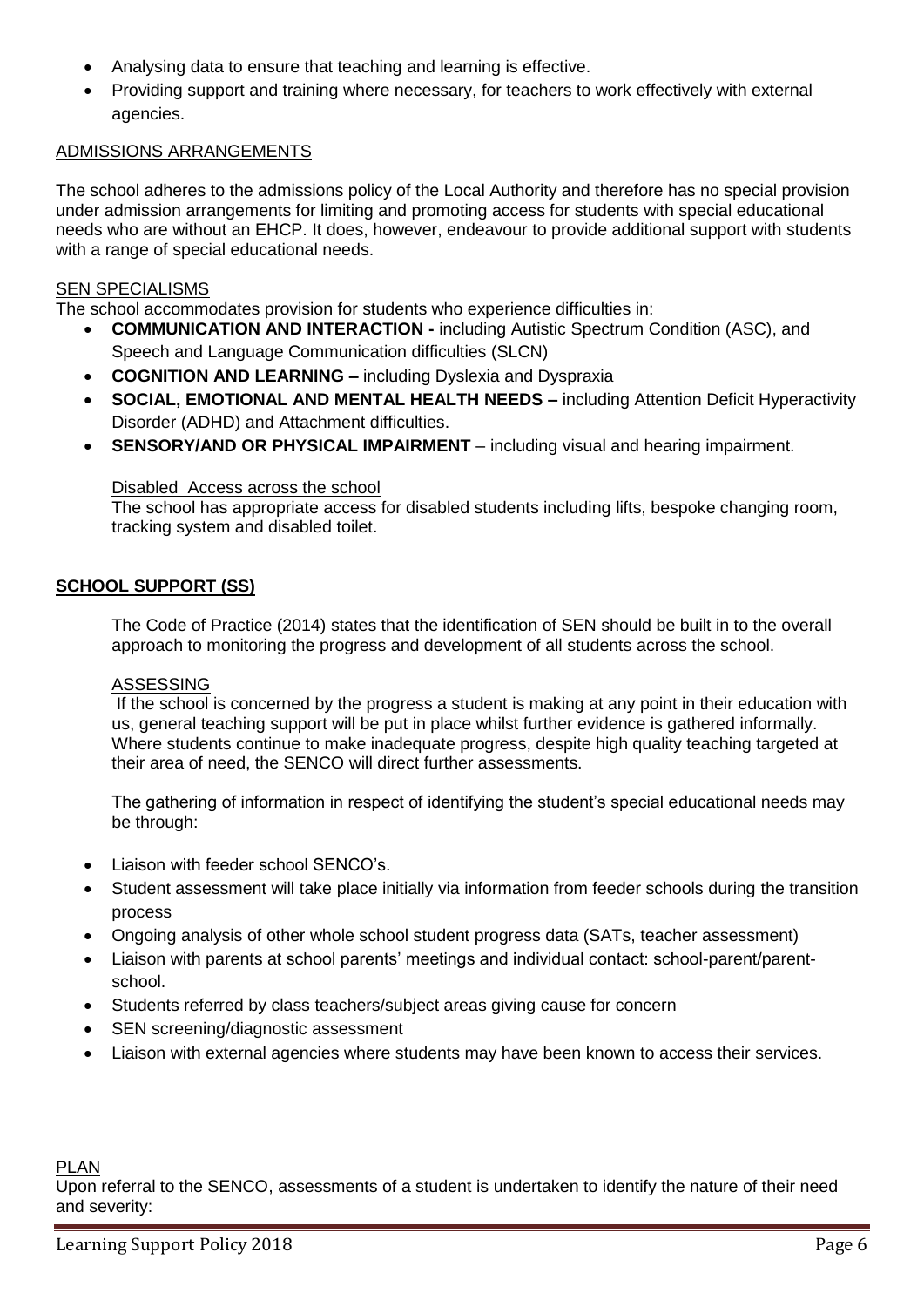- Analysing data to ensure that teaching and learning is effective.
- Providing support and training where necessary, for teachers to work effectively with external agencies.

ADMISSIONS ARRANGEMENTS

The school adheres to the admissions policy of the Local Authority and therefore has no special provision under admission arrangements for limiting and promoting access for students with special educational needs who are without an EHCP. It does, however, endeavour to provide additional support with students with a range of special educational needs.

SEN SPECIALISMS

The school accommodates provision for students who experience difficulties in:

- **COMMUNICATION AND INTERACTION -** including Autistic Spectrum Condition (ASC), and Speech and Language Communication difficulties (SLCN)
- **COGNITION AND LEARNING –** including Dyslexia and Dyspraxia
- **SOCIAL, EMOTIONAL AND MENTAL HEALTH NEEDS –** including Attention Deficit Hyperactivity Disorder (ADHD) and Attachment difficulties.
- **SENSORY/AND OR PHYSICAL IMPAIRMENT** – including visual and hearing impairment.

Disabled Access across the school

The school has appropriate access for disabled students including lifts, bespoke changing room, tracking system and disabled toilet.

## SCHOOL SUPPORT (SS)

The Code of Practice (2014) states that the identification of SEN should be built in to the overall approach to monitoring the progress and development of all students across the school.

ASSESSING

If the school is concerned by the progress a student is making at any point in their education with us, general teaching support will be put in place whilst further evidence is gathered informally. Where students continue to make inadequate progress, despite high quality teaching targeted at their area of need, the SENCO will direct further assessments.

The gathering of information in respect of identifying the student's special educational needs may be through:

- Liaison with feeder school SENCO's.
- Student assessment will take place initially via information from feeder schools during the transition process
- Ongoing analysis of other whole school student progress data (SATs, teacher assessment)
- Liaison with parents at school parents' meetings and individual contact: school-parent/parent-school.
- Students referred by class teachers/subject areas giving cause for concern
- SEN screening/diagnostic assessment
- Liaison with external agencies where students may have been known to access their services.

PLAN

Upon referral to the SENCO, assessments of a student is undertaken to identify the nature of their need and severity: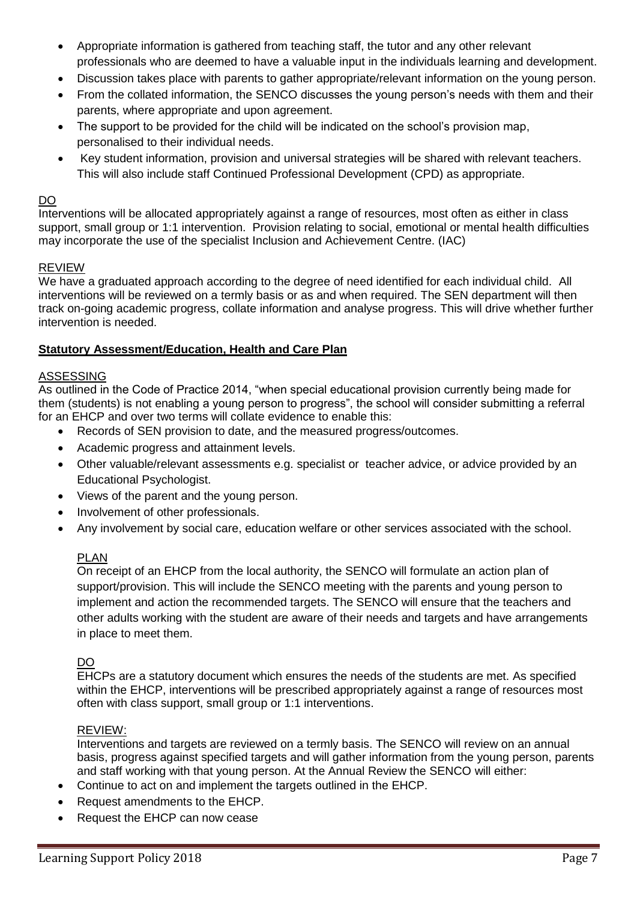- Appropriate information is gathered from teaching staff, the tutor and any other relevant professionals who are deemed to have a valuable input in the individuals learning and development.
- Discussion takes place with parents to gather appropriate/relevant information on the young person.
- From the collated information, the SENCO discusses the young person's needs with them and their parents, where appropriate and upon agreement.
- The support to be provided for the child will be indicated on the school's provision map, personalised to their individual needs.
- Key student information, provision and universal strategies will be shared with relevant teachers. This will also include staff Continued Professional Development (CPD) as appropriate.

DO

Interventions will be allocated appropriately against a range of resources, most often as either in class support, small group or 1:1 intervention. Provision relating to social, emotional or mental health difficulties may incorporate the use of the specialist Inclusion and Achievement Centre. (IAC)

REVIEW

We have a graduated approach according to the degree of need identified for each individual child. All interventions will be reviewed on a termly basis or as and when required. The SEN department will then track on-going academic progress, collate information and analyse progress. This will drive whether further intervention is needed.

**Statutory Assessment/Education, Health and Care Plan**

ASSESSING

As outlined in the Code of Practice 2014, "when special educational provision currently being made for them (students) is not enabling a young person to progress", the school will consider submitting a referral for an EHCP and over two terms will collate evidence to enable this:

- Records of SEN provision to date, and the measured progress/outcomes.
- Academic progress and attainment levels.
- Other valuable/relevant assessments e.g. specialist or teacher advice, or advice provided by an Educational Psychologist.
- Views of the parent and the young person.
- Involvement of other professionals.
- Any involvement by social care, education welfare or other services associated with the school.

PLAN

On receipt of an EHCP from the local authority, the SENCO will formulate an action plan of support/provision. This will include the SENCO meeting with the parents and young person to implement and action the recommended targets. The SENCO will ensure that the teachers and other adults working with the student are aware of their needs and targets and have arrangements in place to meet them.

DO

EHCPs are a statutory document which ensures the needs of the students are met. As specified within the EHCP, interventions will be prescribed appropriately against a range of resources most often with class support, small group or 1:1 interventions.

REVIEW:

Interventions and targets are reviewed on a termly basis. The SENCO will review on an annual basis, progress against specified targets and will gather information from the young person, parents and staff working with that young person. At the Annual Review the SENCO will either:

- Continue to act on and implement the targets outlined in the EHCP.
- Request amendments to the EHCP.
- Request the EHCP can now cease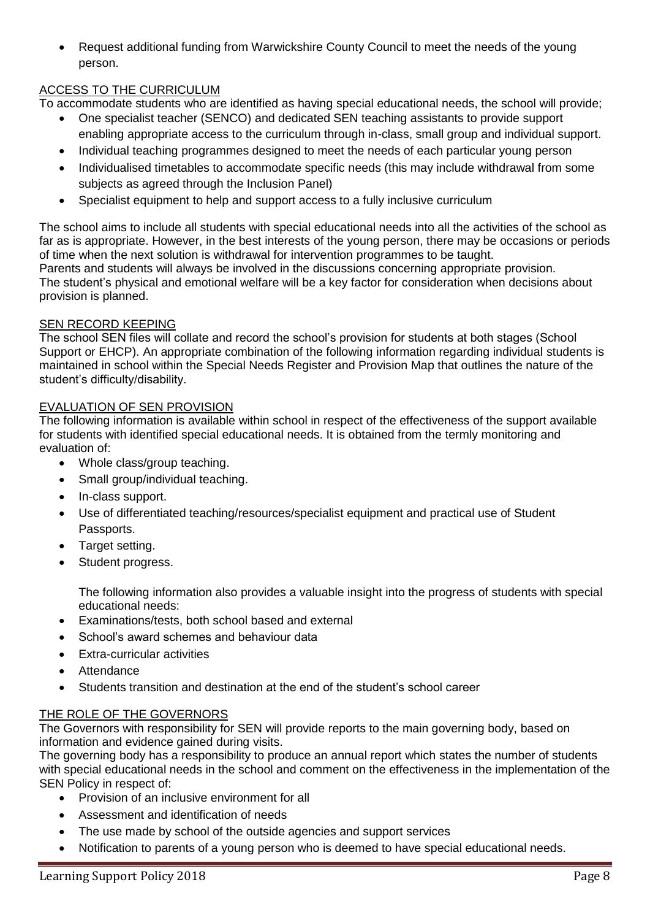- Request additional funding from Warwickshire County Council to meet the needs of the young person.

## ACCESS TO THE CURRICULUM

To accommodate students who are identified as having special educational needs, the school will provide;

- One specialist teacher (SENCO) and dedicated SEN teaching assistants to provide support enabling appropriate access to the curriculum through in-class, small group and individual support.
- Individual teaching programmes designed to meet the needs of each particular young person
- Individualised timetables to accommodate specific needs (this may include withdrawal from some subjects as agreed through the Inclusion Panel)
- Specialist equipment to help and support access to a fully inclusive curriculum

The school aims to include all students with special educational needs into all the activities of the school as far as is appropriate. However, in the best interests of the young person, there may be occasions or periods of time when the next solution is withdrawal for intervention programmes to be taught.
Parents and students will always be involved in the discussions concerning appropriate provision.
The student's physical and emotional welfare will be a key factor for consideration when decisions about provision is planned.

## SEN RECORD KEEPING

The school SEN files will collate and record the school's provision for students at both stages (School Support or EHCP). An appropriate combination of the following information regarding individual students is maintained in school within the Special Needs Register and Provision Map that outlines the nature of the student's difficulty/disability.

## EVALUATION OF SEN PROVISION

The following information is available within school in respect of the effectiveness of the support available for students with identified special educational needs. It is obtained from the termly monitoring and evaluation of:

- Whole class/group teaching.
- Small group/individual teaching.
- In-class support.
- Use of differentiated teaching/resources/specialist equipment and practical use of Student Passports.
- Target setting.
- Student progress.

The following information also provides a valuable insight into the progress of students with special educational needs:

- Examinations/tests, both school based and external
- School's award schemes and behaviour data
- Extra-curricular activities
- Attendance
- Students transition and destination at the end of the student's school career

## THE ROLE OF THE GOVERNORS

The Governors with responsibility for SEN will provide reports to the main governing body, based on information and evidence gained during visits.
The governing body has a responsibility to produce an annual report which states the number of students with special educational needs in the school and comment on the effectiveness in the implementation of the SEN Policy in respect of:

- Provision of an inclusive environment for all
- Assessment and identification of needs
- The use made by school of the outside agencies and support services
- Notification to parents of a young person who is deemed to have special educational needs.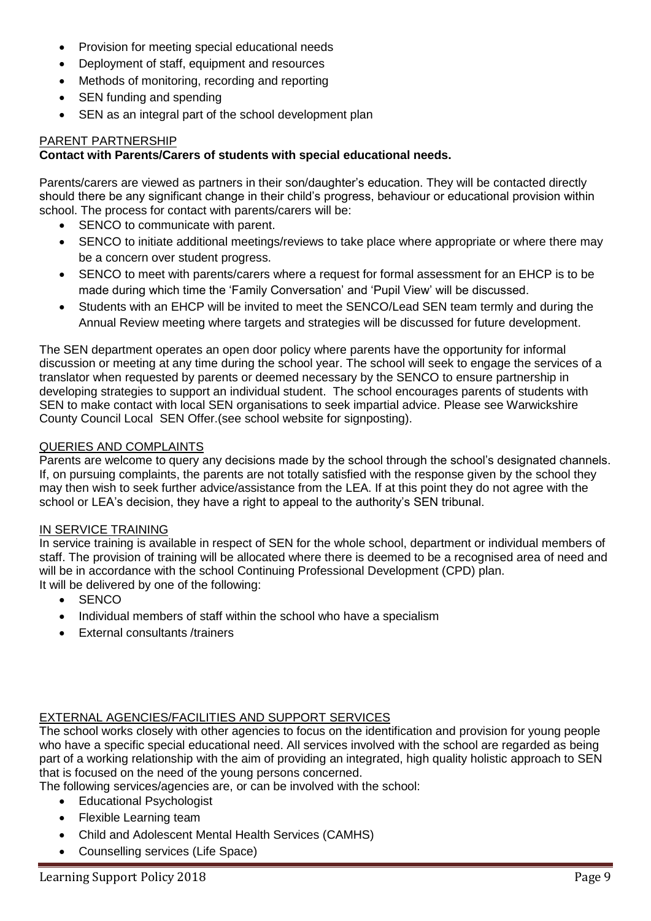- Provision for meeting special educational needs
- Deployment of staff, equipment and resources
- Methods of monitoring, recording and reporting
- SEN funding and spending
- SEN as an integral part of the school development plan

## PARENT PARTNERSHIP

**Contact with Parents/Carers of students with special educational needs.**

Parents/carers are viewed as partners in their son/daughter's education. They will be contacted directly should there be any significant change in their child's progress, behaviour or educational provision within school. The process for contact with parents/carers will be:

- SENCO to communicate with parent.
- SENCO to initiate additional meetings/reviews to take place where appropriate or where there may be a concern over student progress.
- SENCO to meet with parents/carers where a request for formal assessment for an EHCP is to be made during which time the 'Family Conversation' and 'Pupil View' will be discussed.
- Students with an EHCP will be invited to meet the SENCO/Lead SEN team termly and during the Annual Review meeting where targets and strategies will be discussed for future development.

The SEN department operates an open door policy where parents have the opportunity for informal discussion or meeting at any time during the school year. The school will seek to engage the services of a translator when requested by parents or deemed necessary by the SENCO to ensure partnership in developing strategies to support an individual student. The school encourages parents of students with SEN to make contact with local SEN organisations to seek impartial advice. Please see Warwickshire County Council Local SEN Offer.(see school website for signposting).

## QUERIES AND COMPLAINTS

Parents are welcome to query any decisions made by the school through the school's designated channels. If, on pursuing complaints, the parents are not totally satisfied with the response given by the school they may then wish to seek further advice/assistance from the LEA. If at this point they do not agree with the school or LEA's decision, they have a right to appeal to the authority's SEN tribunal.

## IN SERVICE TRAINING

In service training is available in respect of SEN for the whole school, department or individual members of staff. The provision of training will be allocated where there is deemed to be a recognised area of need and will be in accordance with the school Continuing Professional Development (CPD) plan.
It will be delivered by one of the following:

- SENCO
- Individual members of staff within the school who have a specialism
- External consultants /trainers

## EXTERNAL AGENCIES/FACILITIES AND SUPPORT SERVICES

The school works closely with other agencies to focus on the identification and provision for young people who have a specific special educational need. All services involved with the school are regarded as being part of a working relationship with the aim of providing an integrated, high quality holistic approach to SEN that is focused on the need of the young persons concerned.
The following services/agencies are, or can be involved with the school:

- Educational Psychologist
- Flexible Learning team
- Child and Adolescent Mental Health Services (CAMHS)
- Counselling services (Life Space)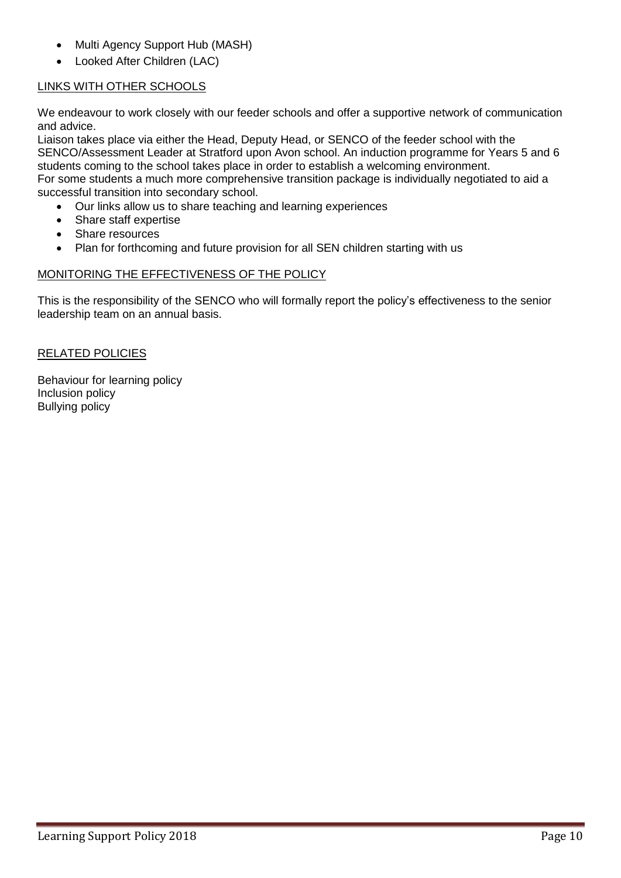- Multi Agency Support Hub (MASH)
- Looked After Children (LAC)

## LINKS WITH OTHER SCHOOLS

We endeavour to work closely with our feeder schools and offer a supportive network of communication and advice.

Liaison takes place via either the Head, Deputy Head, or SENCO of the feeder school with the SENCO/Assessment Leader at Stratford upon Avon school. An induction programme for Years 5 and 6 students coming to the school takes place in order to establish a welcoming environment.

For some students a much more comprehensive transition package is individually negotiated to aid a successful transition into secondary school.

- Our links allow us to share teaching and learning experiences
- Share staff expertise
- Share resources
- Plan for forthcoming and future provision for all SEN children starting with us

## MONITORING THE EFFECTIVENESS OF THE POLICY

This is the responsibility of the SENCO who will formally report the policy's effectiveness to the senior leadership team on an annual basis.

## RELATED POLICIES

Behaviour for learning policy
Inclusion policy
Bullying policy